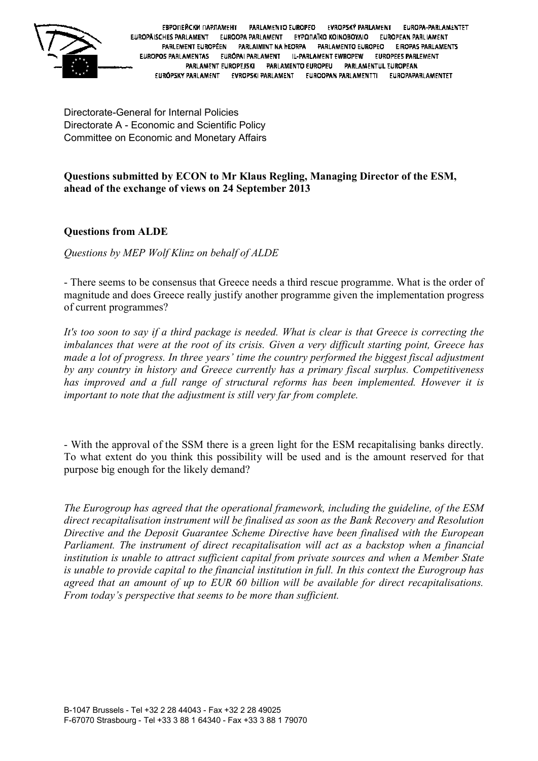ЕВРОПЕЙСКИ ПАРЛАМЕНТ PARLAMENTO EUROPEO EVROPSKÝ PARLAMENT EUROPA-PARLAMENTET EUROPÄISCHES PARLAMENT EUROOPA PARLAMENT ΕΥΡΩΠΑΪΚΟ ΚΟΙΝΟΒΟΥΛΙΟ EUROPEAN PARLIAMENT PARLEMENT EUROPÉEN PARLAIMINT NA hEORPA PARLAMENTO EUROPEO EIROPAS PARLAMENTS EUROPOS PARLAMENTAS EURÓPAI PARLAMENT IL-PARLAMENT EWROPEW EUROPEES PARLEMENT PARLAMENT EUROPEJSKI PARLAMENTO EUROPEU PARLAMENTUL EUROPEAN EURÓPSKY PARLAMENT EVROPSKI PARLAMENT EUROOPAN PARLAMENTTI EUROPAPARLAMENTET

Directorate-General for Internal Policies
Directorate A - Economic and Scientific Policy
Committee on Economic and Monetary Affairs

**Questions submitted by ECON to Mr Klaus Regling, Managing Director of the ESM, ahead of the exchange of views on 24 September 2013**

**Questions from ALDE**

*Questions by MEP Wolf Klinz on behalf of ALDE*

- There seems to be consensus that Greece needs a third rescue programme. What is the order of magnitude and does Greece really justify another programme given the implementation progress of current programmes?

*It's too soon to say if a third package is needed. What is clear is that Greece is correcting the imbalances that were at the root of its crisis. Given a very difficult starting point, Greece has made a lot of progress. In three years' time the country performed the biggest fiscal adjustment by any country in history and Greece currently has a primary fiscal surplus. Competitiveness has improved and a full range of structural reforms has been implemented. However it is important to note that the adjustment is still very far from complete.*

- With the approval of the SSM there is a green light for the ESM recapitalising banks directly. To what extent do you think this possibility will be used and is the amount reserved for that purpose big enough for the likely demand?

*The Eurogroup has agreed that the operational framework, including the guideline, of the ESM direct recapitalisation instrument will be finalised as soon as the Bank Recovery and Resolution Directive and the Deposit Guarantee Scheme Directive have been finalised with the European Parliament. The instrument of direct recapitalisation will act as a backstop when a financial institution is unable to attract sufficient capital from private sources and when a Member State is unable to provide capital to the financial institution in full. In this context the Eurogroup has agreed that an amount of up to EUR 60 billion will be available for direct recapitalisations. From today's perspective that seems to be more than sufficient.*

B-1047 Brussels - Tel +32 2 28 44043 - Fax +32 2 28 49025
F-67070 Strasbourg - Tel +33 3 88 1 64340 - Fax +33 3 88 1 79070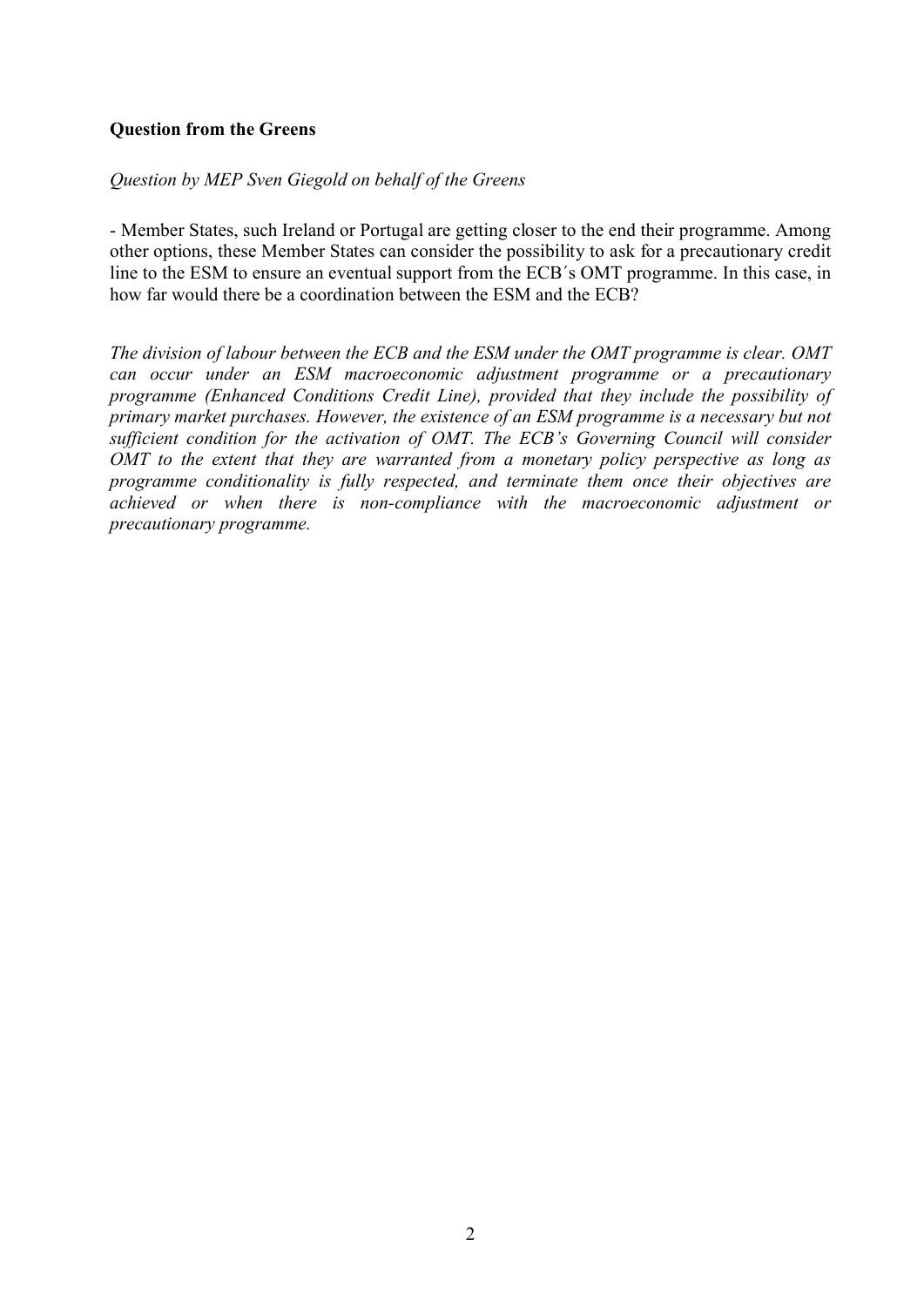**Question from the Greens**

*Question by MEP Sven Giegold on behalf of the Greens*

- Member States, such Ireland or Portugal are getting closer to the end their programme. Among other options, these Member States can consider the possibility to ask for a precautionary credit line to the ESM to ensure an eventual support from the ECB´s OMT programme. In this case, in how far would there be a coordination between the ESM and the ECB?

*The division of labour between the ECB and the ESM under the OMT programme is clear. OMT can occur under an ESM macroeconomic adjustment programme or a precautionary programme (Enhanced Conditions Credit Line), provided that they include the possibility of primary market purchases. However, the existence of an ESM programme is a necessary but not sufficient condition for the activation of OMT. The ECB's Governing Council will consider OMT to the extent that they are warranted from a monetary policy perspective as long as programme conditionality is fully respected, and terminate them once their objectives are achieved or when there is non-compliance with the macroeconomic adjustment or precautionary programme.*